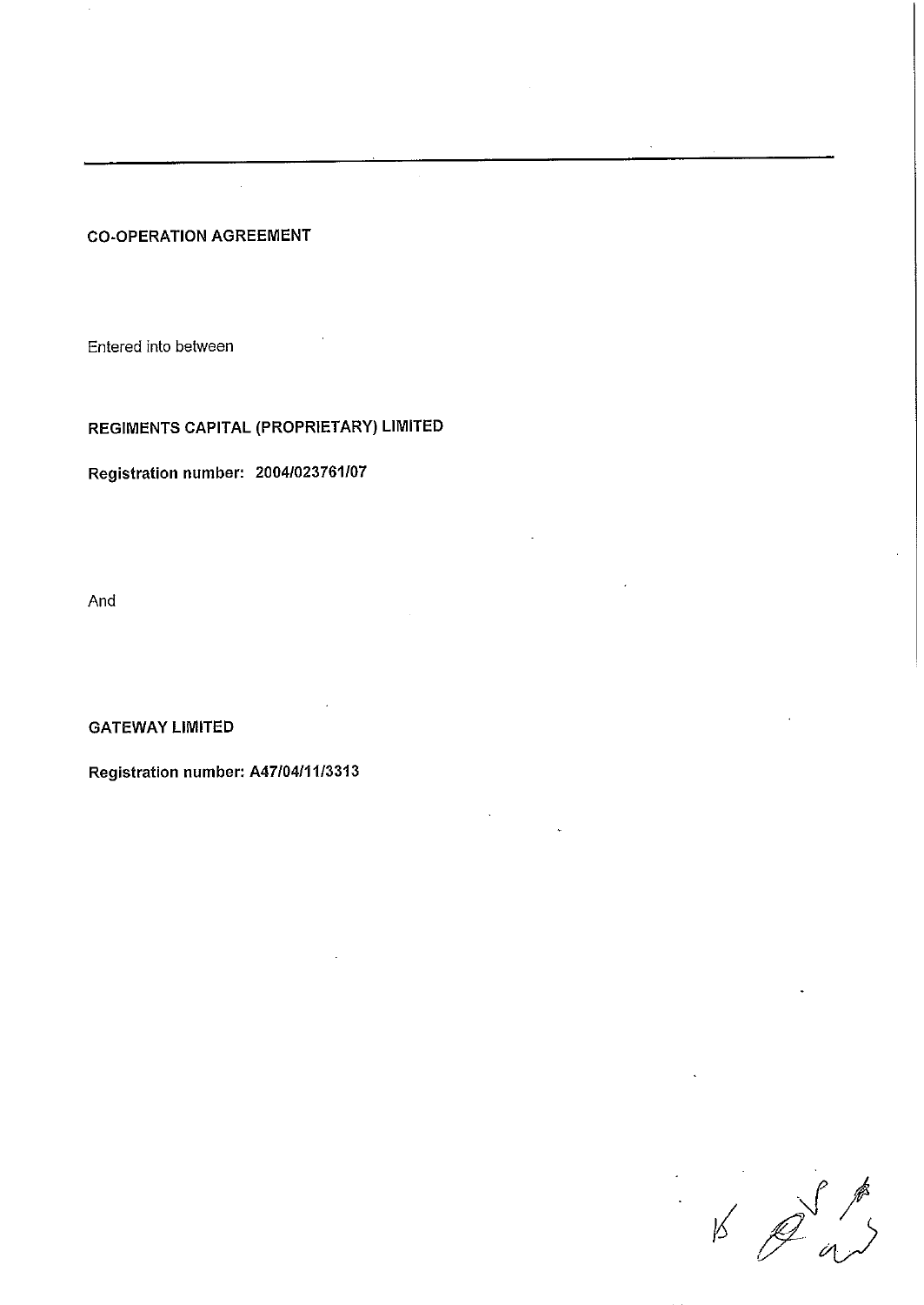# CO-OPERATION AGREEMENT

Entered into between

**REGIMENTS CAPITAL (PROPRIETARY) LIMITED**

**Registration number: 2004/023761/07**

And

**GATEWAY LIMITED**

**Registration number: A47/04/11/3313**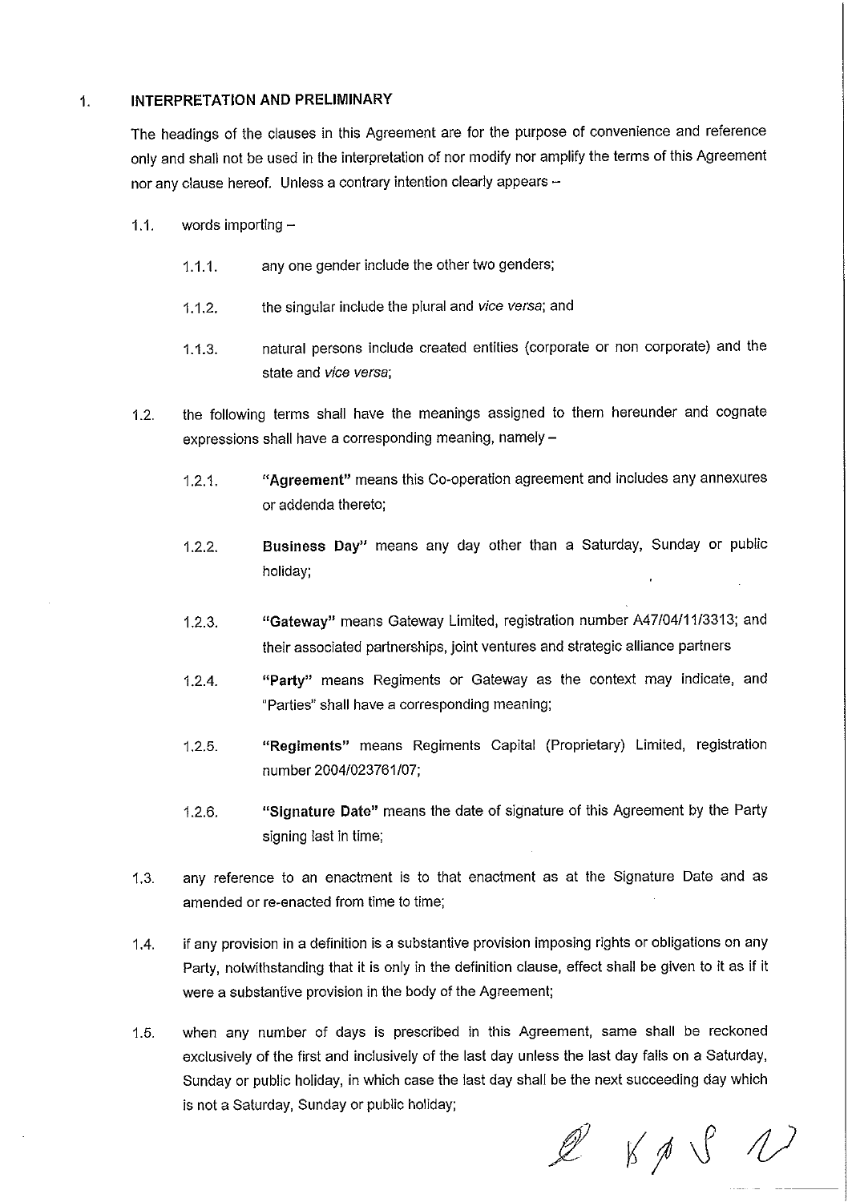## 1. INTERPRETATION AND PRELIMINARY

The headings of the clauses in this Agreement are for the purpose of convenience and reference only and shall not be used in the interpretation of nor modify nor amplify the terms of this Agreement nor any clause hereof. Unless a contrary intention clearly appears –

1.1. words importing –

1.1.1. any one gender include the other two genders;

1.1.2. the singular include the plural and *vice versa*; and

1.1.3. natural persons include created entities (corporate or non corporate) and the state and *vice versa*;

1.2. the following terms shall have the meanings assigned to them hereunder and cognate expressions shall have a corresponding meaning, namely –

1.2.1. **"Agreement"** means this Co-operation agreement and includes any annexures or addenda thereto;

1.2.2. **Business Day"** means any day other than a Saturday, Sunday or public holiday;

1.2.3. **"Gateway"** means Gateway Limited, registration number A47/04/11/3313; and their associated partnerships, joint ventures and strategic alliance partners

1.2.4. **"Party"** means Regiments or Gateway as the context may indicate, and "Parties" shall have a corresponding meaning;

1.2.5. **"Regiments"** means Regiments Capital (Proprietary) Limited, registration number 2004/023761/07;

1.2.6. **"Signature Date"** means the date of signature of this Agreement by the Party signing last in time;

1.3. any reference to an enactment is to that enactment as at the Signature Date and as amended or re-enacted from time to time;

1.4. if any provision in a definition is a substantive provision imposing rights or obligations on any Party, notwithstanding that it is only in the definition clause, effect shall be given to it as if it were a substantive provision in the body of the Agreement;

1.5. when any number of days is prescribed in this Agreement, same shall be reckoned exclusively of the first and inclusively of the last day unless the last day falls on a Saturday, Sunday or public holiday, in which case the last day shall be the next succeeding day which is not a Saturday, Sunday or public holiday;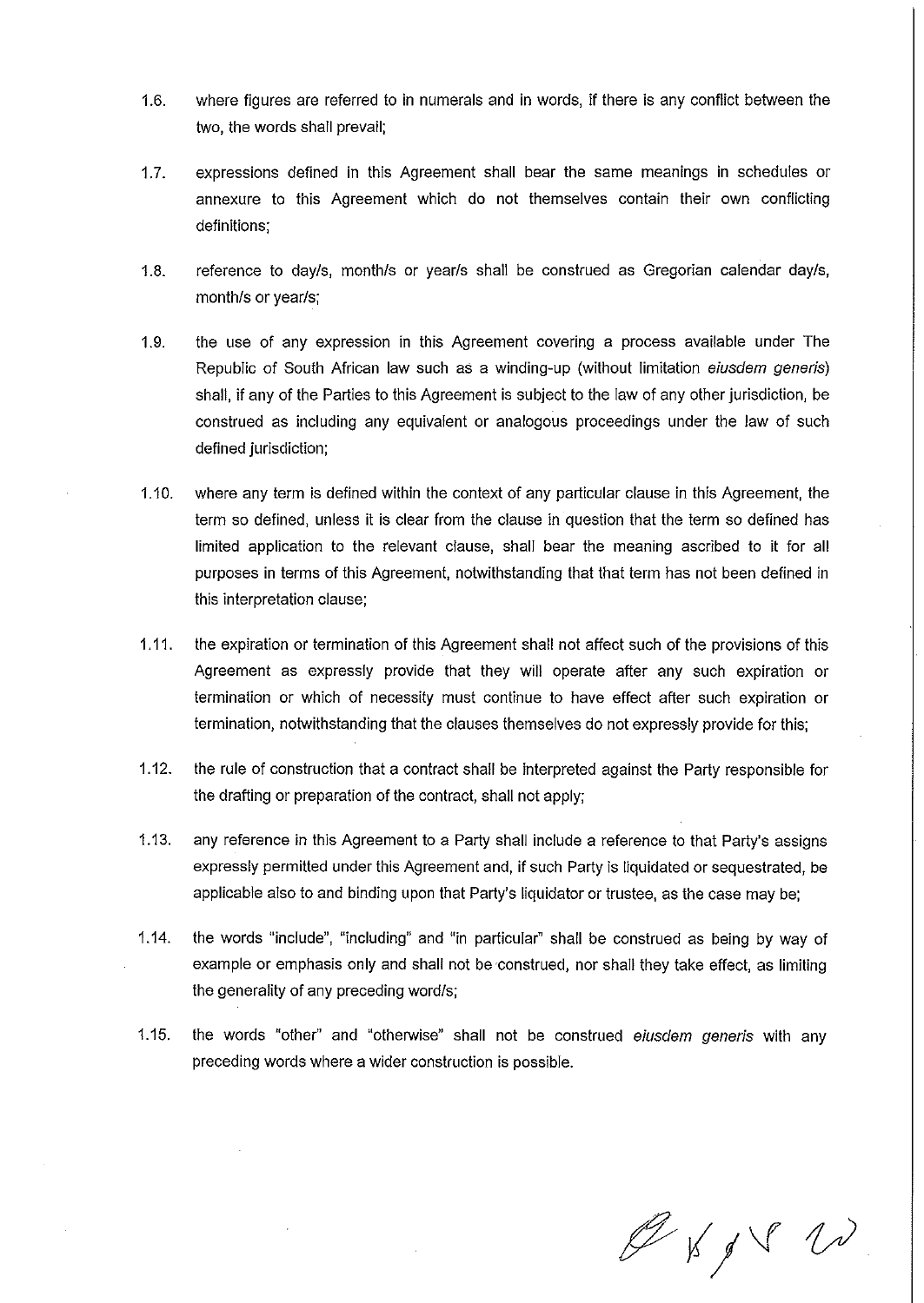1.6. where figures are referred to in numerals and in words, if there is any conflict between the two, the words shall prevail;

1.7. expressions defined in this Agreement shall bear the same meanings in schedules or annexure to this Agreement which do not themselves contain their own conflicting definitions;

1.8. reference to day/s, month/s or year/s shall be construed as Gregorian calendar day/s, month/s or year/s;

1.9. the use of any expression in this Agreement covering a process available under The Republic of South African law such as a winding-up (without limitation *eiusdem generis*) shall, if any of the Parties to this Agreement is subject to the law of any other jurisdiction, be construed as including any equivalent or analogous proceedings under the law of such defined jurisdiction;

1.10. where any term is defined within the context of any particular clause in this Agreement, the term so defined, unless it is clear from the clause in question that the term so defined has limited application to the relevant clause, shall bear the meaning ascribed to it for all purposes in terms of this Agreement, notwithstanding that that term has not been defined in this interpretation clause;

1.11. the expiration or termination of this Agreement shall not affect such of the provisions of this Agreement as expressly provide that they will operate after any such expiration or termination or which of necessity must continue to have effect after such expiration or termination, notwithstanding that the clauses themselves do not expressly provide for this;

1.12. the rule of construction that a contract shall be interpreted against the Party responsible for the drafting or preparation of the contract, shall not apply;

1.13. any reference in this Agreement to a Party shall include a reference to that Party's assigns expressly permitted under this Agreement and, if such Party is liquidated or sequestrated, be applicable also to and binding upon that Party's liquidator or trustee, as the case may be;

1.14. the words "include", "including" and "in particular" shall be construed as being by way of example or emphasis only and shall not be construed, nor shall they take effect, as limiting the generality of any preceding word/s;

1.15. the words "other" and "otherwise" shall not be construed *eiusdem generis* with any preceding words where a wider construction is possible.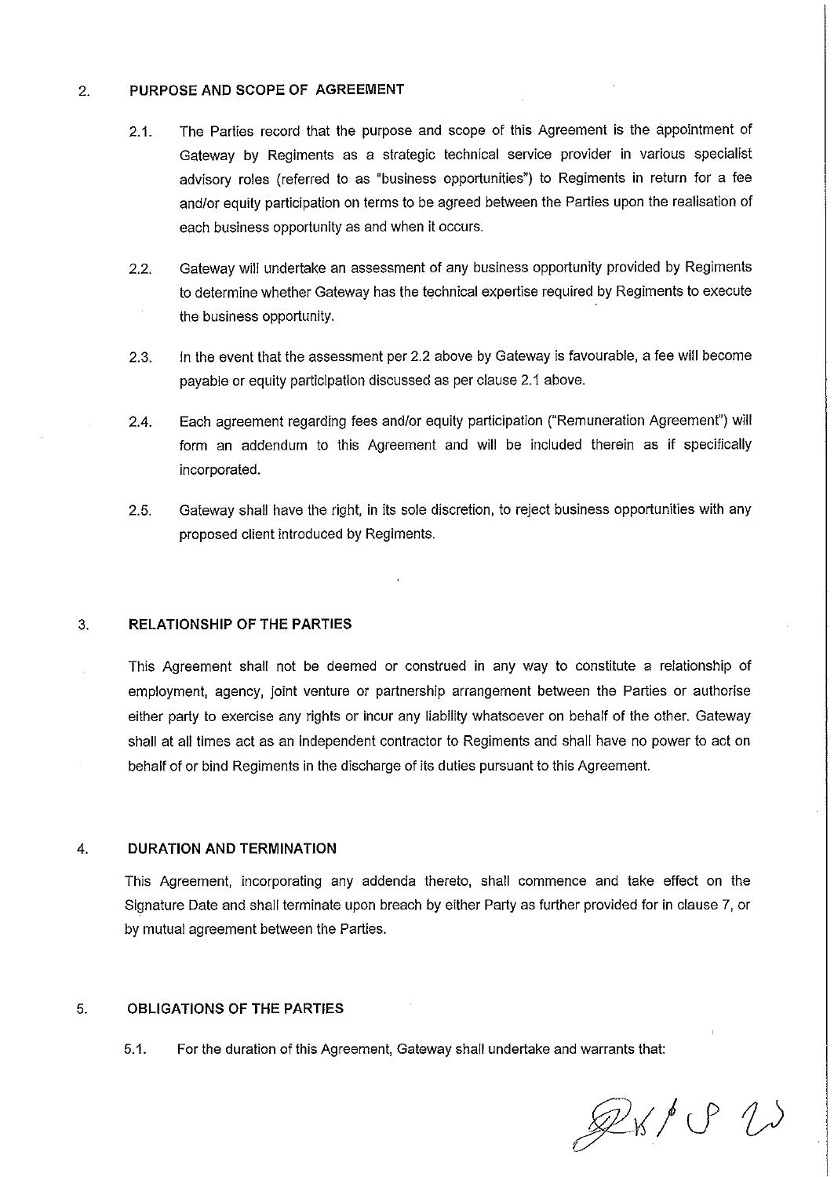## 2. PURPOSE AND SCOPE OF AGREEMENT

2.1. The Parties record that the purpose and scope of this Agreement is the appointment of Gateway by Regiments as a strategic technical service provider in various specialist advisory roles (referred to as "business opportunities") to Regiments in return for a fee and/or equity participation on terms to be agreed between the Parties upon the realisation of each business opportunity as and when it occurs.

2.2. Gateway will undertake an assessment of any business opportunity provided by Regiments to determine whether Gateway has the technical expertise required by Regiments to execute the business opportunity.

2.3. In the event that the assessment per 2.2 above by Gateway is favourable, a fee will become payable or equity participation discussed as per clause 2.1 above.

2.4. Each agreement regarding fees and/or equity participation ("Remuneration Agreement") will form an addendum to this Agreement and will be included therein as if specifically incorporated.

2.5. Gateway shall have the right, in its sole discretion, to reject business opportunities with any proposed client introduced by Regiments.

## 3. RELATIONSHIP OF THE PARTIES

This Agreement shall not be deemed or construed in any way to constitute a relationship of employment, agency, joint venture or partnership arrangement between the Parties or authorise either party to exercise any rights or incur any liability whatsoever on behalf of the other. Gateway shall at all times act as an independent contractor to Regiments and shall have no power to act on behalf of or bind Regiments in the discharge of its duties pursuant to this Agreement.

## 4. DURATION AND TERMINATION

This Agreement, incorporating any addenda thereto, shall commence and take effect on the Signature Date and shall terminate upon breach by either Party as further provided for in clause 7, or by mutual agreement between the Parties.

## 5. OBLIGATIONS OF THE PARTIES

5.1. For the duration of this Agreement, Gateway shall undertake and warrants that: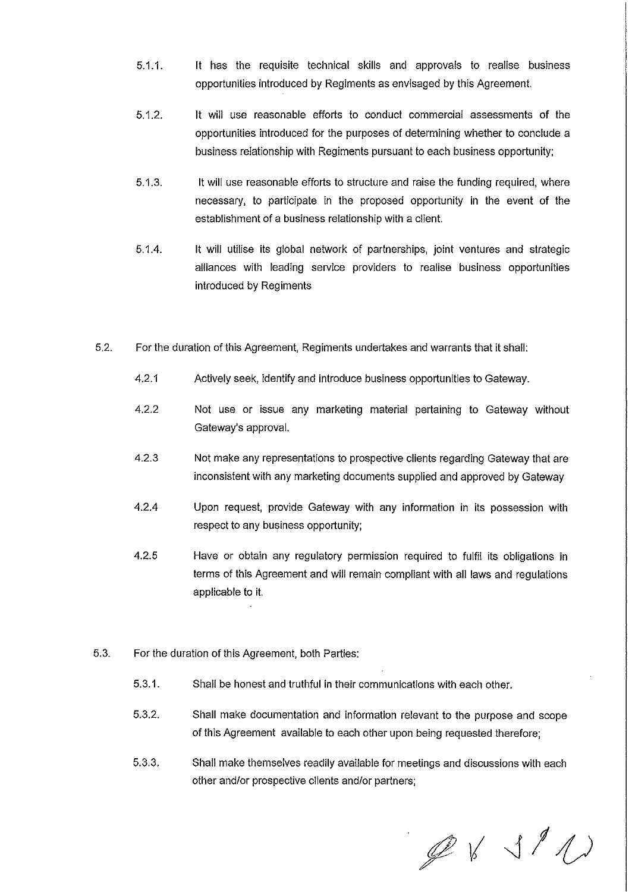5.1.1. It has the requisite technical skills and approvals to realise business opportunities introduced by Regiments as envisaged by this Agreement.

5.1.2. It will use reasonable efforts to conduct commercial assessments of the opportunities introduced for the purposes of determining whether to conclude a business relationship with Regiments pursuant to each business opportunity;

5.1.3. It will use reasonable efforts to structure and raise the funding required, where necessary, to participate in the proposed opportunity in the event of the establishment of a business relationship with a client.

5.1.4. It will utilise its global network of partnerships, joint ventures and strategic alliances with leading service providers to realise business opportunities introduced by Regiments

5.2. For the duration of this Agreement, Regiments undertakes and warrants that it shall:

4.2.1 Actively seek, identify and introduce business opportunities to Gateway.

4.2.2 Not use or issue any marketing material pertaining to Gateway without Gateway's approval.

4.2.3 Not make any representations to prospective clients regarding Gateway that are inconsistent with any marketing documents supplied and approved by Gateway

4.2.4 Upon request, provide Gateway with any information in its possession with respect to any business opportunity;

4.2.5 Have or obtain any regulatory permission required to fulfil its obligations in terms of this Agreement and will remain compliant with all laws and regulations applicable to it.

5.3. For the duration of this Agreement, both Parties:

5.3.1. Shall be honest and truthful in their communications with each other.

5.3.2. Shall make documentation and information relevant to the purpose and scope of this Agreement available to each other upon being requested therefore;

5.3.3. Shall make themselves readily available for meetings and discussions with each other and/or prospective clients and/or partners;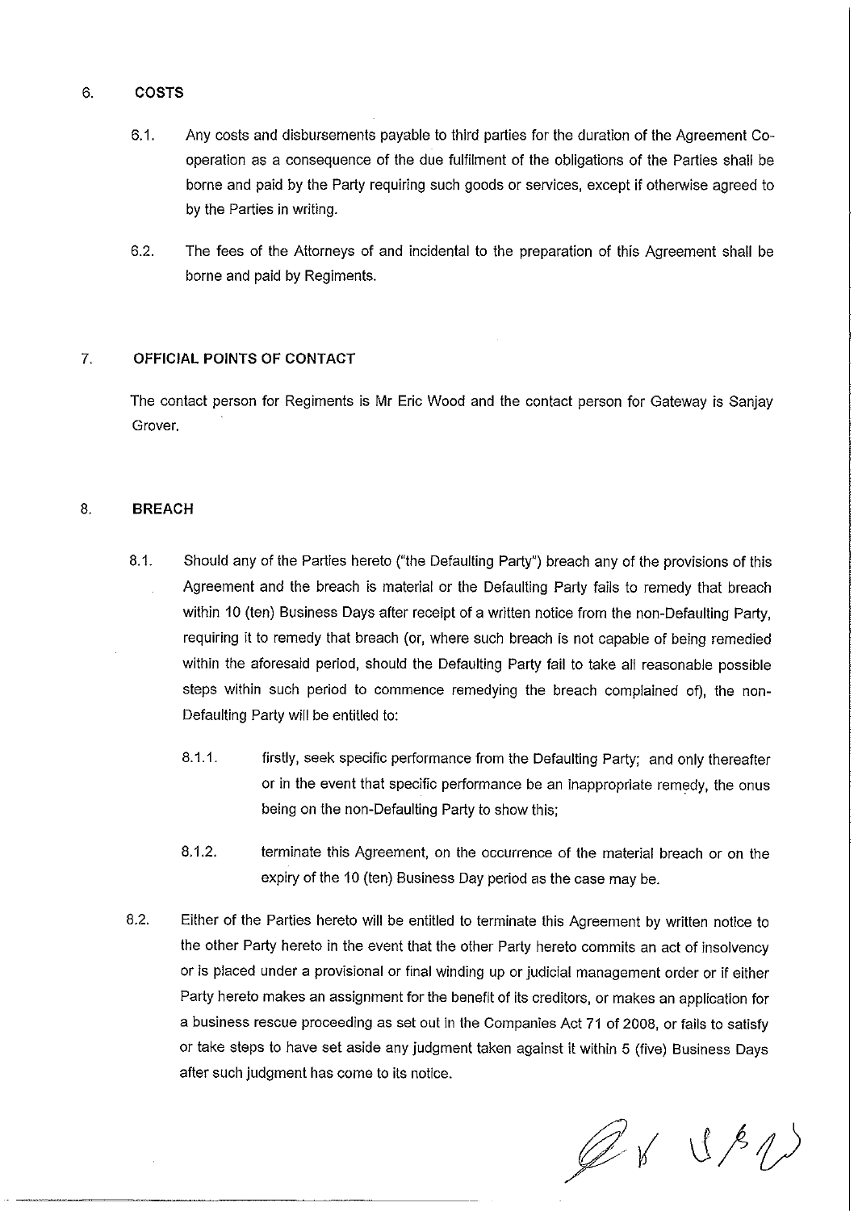## 6. COSTS

6.1. Any costs and disbursements payable to third parties for the duration of the Agreement Co-operation as a consequence of the due fulfilment of the obligations of the Parties shall be borne and paid by the Party requiring such goods or services, except if otherwise agreed to by the Parties in writing.

6.2. The fees of the Attorneys of and incidental to the preparation of this Agreement shall be borne and paid by Regiments.

## 7. OFFICIAL POINTS OF CONTACT

The contact person for Regiments is Mr Eric Wood and the contact person for Gateway is Sanjay Grover.

## 8. BREACH

8.1. Should any of the Parties hereto ("the Defaulting Party") breach any of the provisions of this Agreement and the breach is material or the Defaulting Party fails to remedy that breach within 10 (ten) Business Days after receipt of a written notice from the non-Defaulting Party, requiring it to remedy that breach (or, where such breach is not capable of being remedied within the aforesaid period, should the Defaulting Party fail to take all reasonable possible steps within such period to commence remedying the breach complained of), the non-Defaulting Party will be entitled to:

8.1.1. firstly, seek specific performance from the Defaulting Party; and only thereafter or in the event that specific performance be an inappropriate remedy, the onus being on the non-Defaulting Party to show this;

8.1.2. terminate this Agreement, on the occurrence of the material breach or on the expiry of the 10 (ten) Business Day period as the case may be.

8.2. Either of the Parties hereto will be entitled to terminate this Agreement by written notice to the other Party hereto in the event that the other Party hereto commits an act of insolvency or is placed under a provisional or final winding up or judicial management order or if either Party hereto makes an assignment for the benefit of its creditors, or makes an application for a business rescue proceeding as set out in the Companies Act 71 of 2008, or fails to satisfy or take steps to have set aside any judgment taken against it within 5 (five) Business Days after such judgment has come to its notice.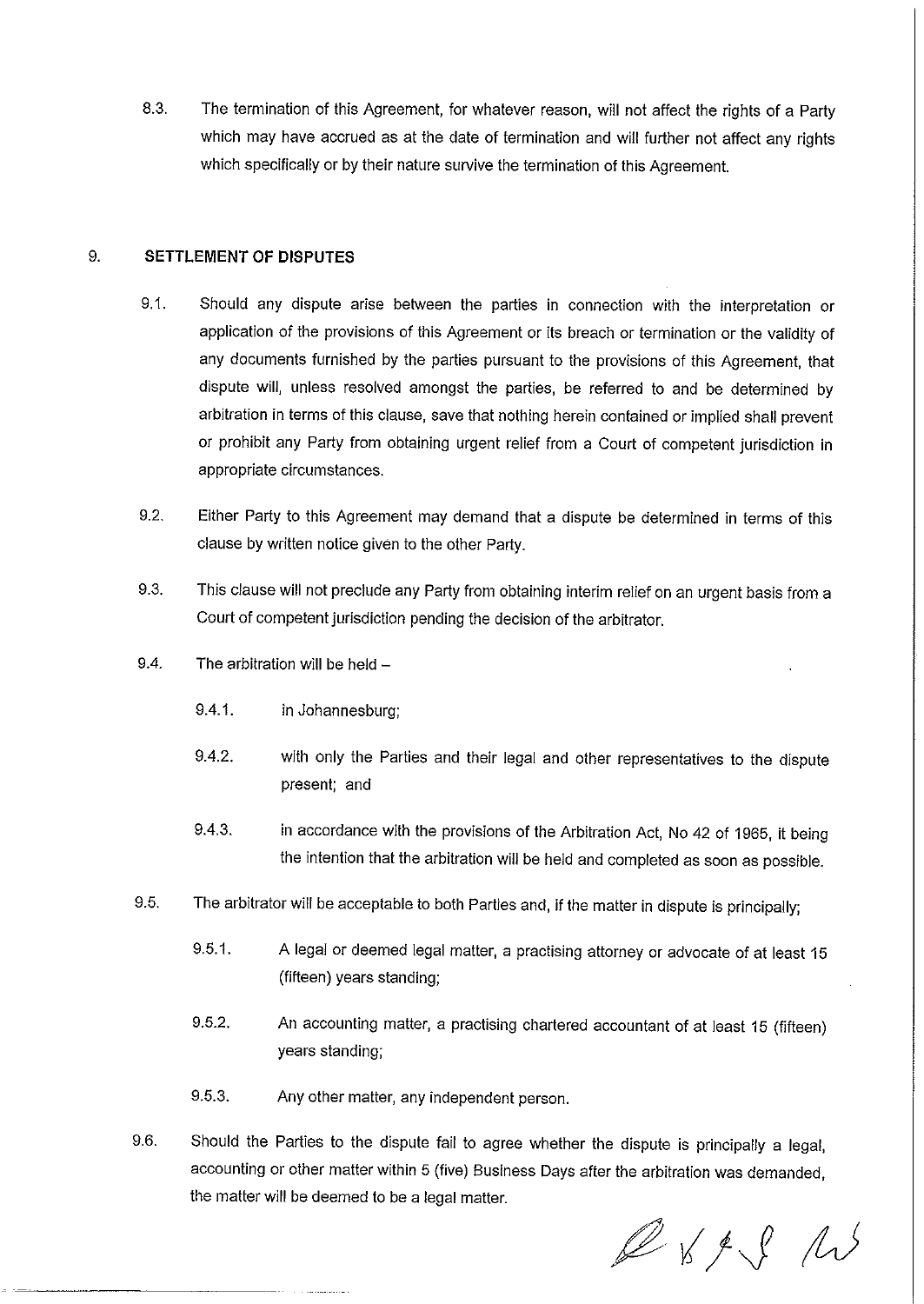8.3. The termination of this Agreement, for whatever reason, will not affect the rights of a Party which may have accrued as at the date of termination and will further not affect any rights which specifically or by their nature survive the termination of this Agreement.

## 9. SETTLEMENT OF DISPUTES

9.1. Should any dispute arise between the parties in connection with the interpretation or application of the provisions of this Agreement or its breach or termination or the validity of any documents furnished by the parties pursuant to the provisions of this Agreement, that dispute will, unless resolved amongst the parties, be referred to and be determined by arbitration in terms of this clause, save that nothing herein contained or implied shall prevent or prohibit any Party from obtaining urgent relief from a Court of competent jurisdiction in appropriate circumstances.

9.2. Either Party to this Agreement may demand that a dispute be determined in terms of this clause by written notice given to the other Party.

9.3. This clause will not preclude any Party from obtaining interim relief on an urgent basis from a Court of competent jurisdiction pending the decision of the arbitrator.

9.4. The arbitration will be held –

9.4.1. in Johannesburg;

9.4.2. with only the Parties and their legal and other representatives to the dispute present; and

9.4.3. in accordance with the provisions of the Arbitration Act, No 42 of 1965, it being the intention that the arbitration will be held and completed as soon as possible.

9.5. The arbitrator will be acceptable to both Parties and, if the matter in dispute is principally;

9.5.1. A legal or deemed legal matter, a practising attorney or advocate of at least 15 (fifteen) years standing;

9.5.2. An accounting matter, a practising chartered accountant of at least 15 (fifteen) years standing;

9.5.3. Any other matter, any independent person.

9.6. Should the Parties to the dispute fail to agree whether the dispute is principally a legal, accounting or other matter within 5 (five) Business Days after the arbitration was demanded, the matter will be deemed to be a legal matter.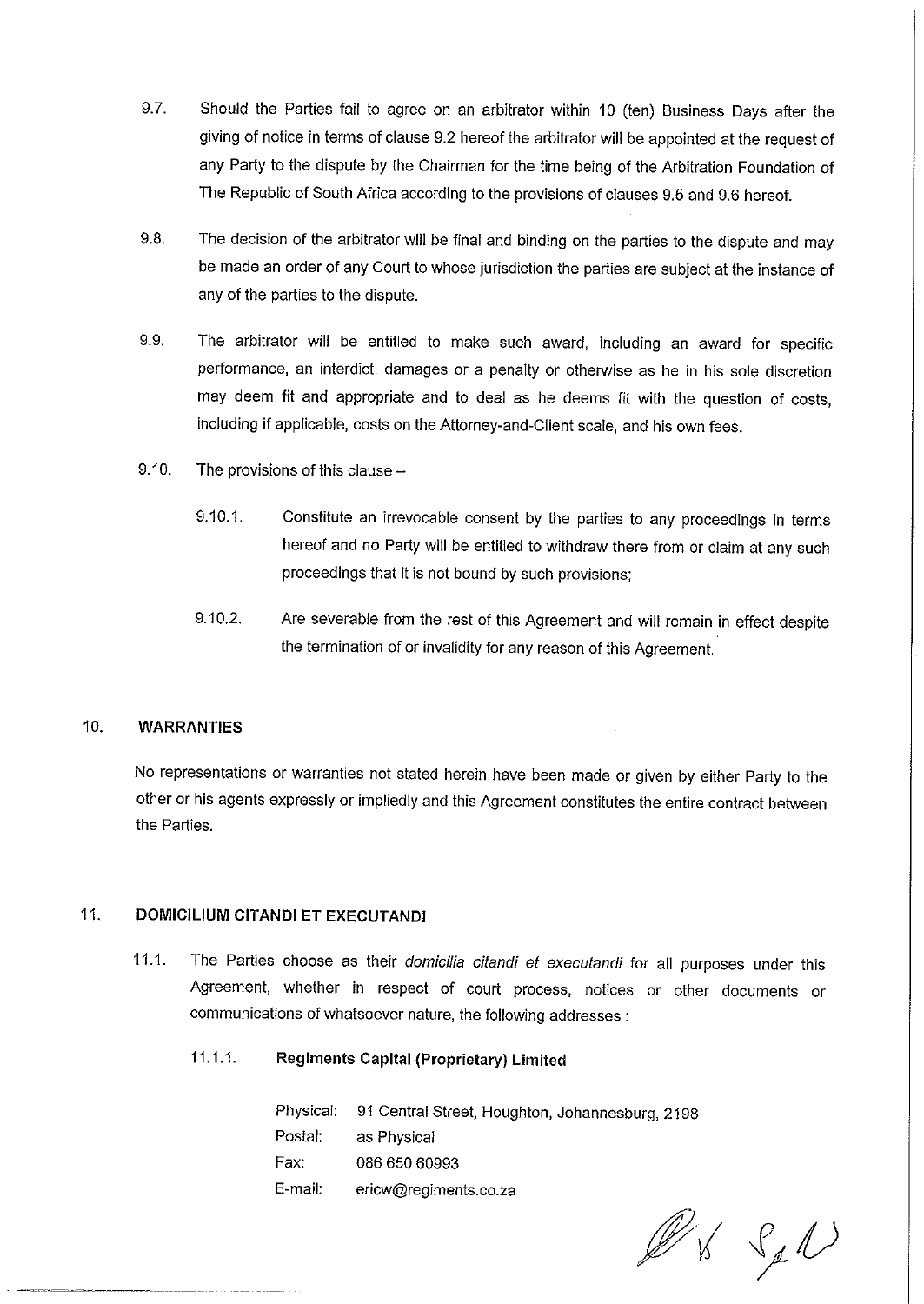9.7. Should the Parties fail to agree on an arbitrator within 10 (ten) Business Days after the giving of notice in terms of clause 9.2 hereof the arbitrator will be appointed at the request of any Party to the dispute by the Chairman for the time being of the Arbitration Foundation of The Republic of South Africa according to the provisions of clauses 9.5 and 9.6 hereof.

9.8. The decision of the arbitrator will be final and binding on the parties to the dispute and may be made an order of any Court to whose jurisdiction the parties are subject at the instance of any of the parties to the dispute.

9.9. The arbitrator will be entitled to make such award, including an award for specific performance, an interdict, damages or a penalty or otherwise as he in his sole discretion may deem fit and appropriate and to deal as he deems fit with the question of costs, including if applicable, costs on the Attorney-and-Client scale, and his own fees.

9.10. The provisions of this clause –

9.10.1. Constitute an irrevocable consent by the parties to any proceedings in terms hereof and no Party will be entitled to withdraw there from or claim at any such proceedings that it is not bound by such provisions;

9.10.2. Are severable from the rest of this Agreement and will remain in effect despite the termination of or invalidity for any reason of this Agreement.

## 10. WARRANTIES

No representations or warranties not stated herein have been made or given by either Party to the other or his agents expressly or impliedly and this Agreement constitutes the entire contract between the Parties.

## 11. DOMICILIUM CITANDI ET EXECUTANDI

11.1. The Parties choose as their *domicilia citandi et executandi* for all purposes under this Agreement, whether in respect of court process, notices or other documents or communications of whatsoever nature, the following addresses :

11.1.1. **Regiments Capital (Proprietary) Limited**

| | |
|---|---|
| Physical: | 91 Central Street, Houghton, Johannesburg, 2198 |
| Postal: | as Physical |
| Fax: | 086 650 60993 |
| E-mail: | ericw@regiments.co.za |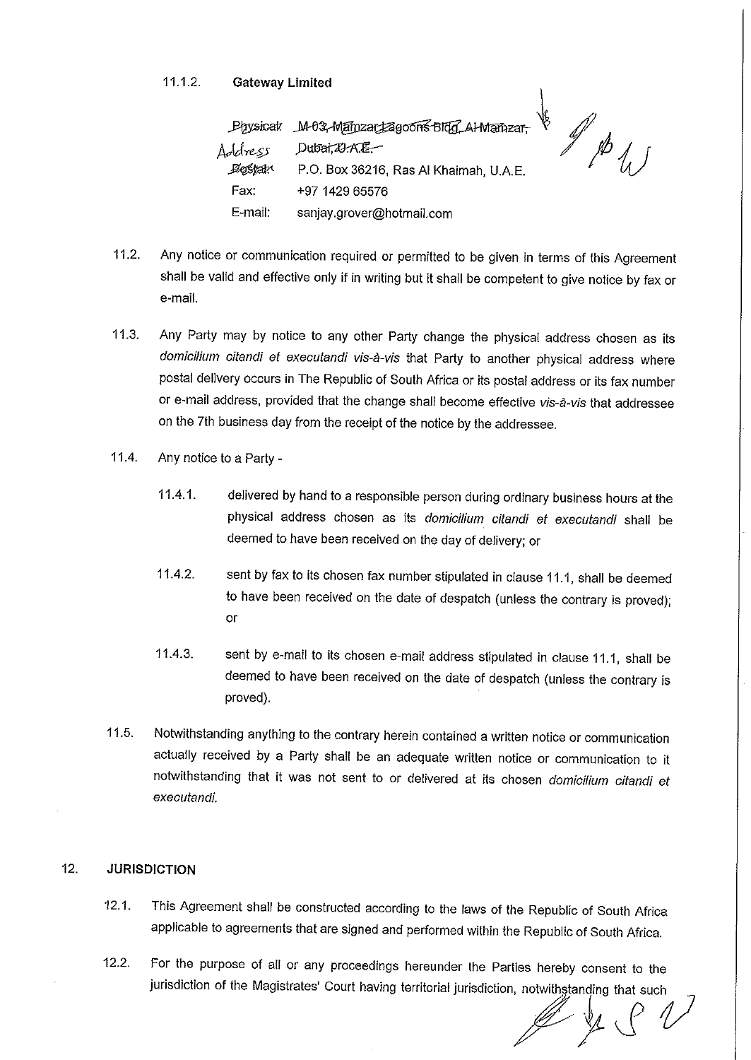11.1.2. **Gateway Limited**

| | |
|---|---|
| ~~Physical~~ Address | ~~M-03, Mamzar Lagoons Bldg, Al Mamzar, Dubai, U.A.E.~~ |
| ~~Postal~~ | P.O. Box 36216, Ras Al Khaimah, U.A.E. |
| Fax: | +97 1429 65576 |
| E-mail: | sanjay.grover@hotmail.com |

11.2. Any notice or communication required or permitted to be given in terms of this Agreement shall be valid and effective only if in writing but it shall be competent to give notice by fax or e-mail.

11.3. Any Party may by notice to any other Party change the physical address chosen as its *domicilium citandi et executandi vis-à-vis* that Party to another physical address where postal delivery occurs in The Republic of South Africa or its postal address or its fax number or e-mail address, provided that the change shall become effective *vis-à-vis* that addressee on the 7th business day from the receipt of the notice by the addressee.

11.4. Any notice to a Party -

11.4.1. delivered by hand to a responsible person during ordinary business hours at the physical address chosen as its *domicilium citandi et executandi* shall be deemed to have been received on the day of delivery; or

11.4.2. sent by fax to its chosen fax number stipulated in clause 11.1, shall be deemed to have been received on the date of despatch (unless the contrary is proved); or

11.4.3. sent by e-mail to its chosen e-mail address stipulated in clause 11.1, shall be deemed to have been received on the date of despatch (unless the contrary is proved).

11.5. Notwithstanding anything to the contrary herein contained a written notice or communication actually received by a Party shall be an adequate written notice or communication to it notwithstanding that it was not sent to or delivered at its chosen *domicilium citandi et executandi*.

## 12. JURISDICTION

12.1. This Agreement shall be constructed according to the laws of the Republic of South Africa applicable to agreements that are signed and performed within the Republic of South Africa.

12.2. For the purpose of all or any proceedings hereunder the Parties hereby consent to the jurisdiction of the Magistrates' Court having territorial jurisdiction, notwithstanding that such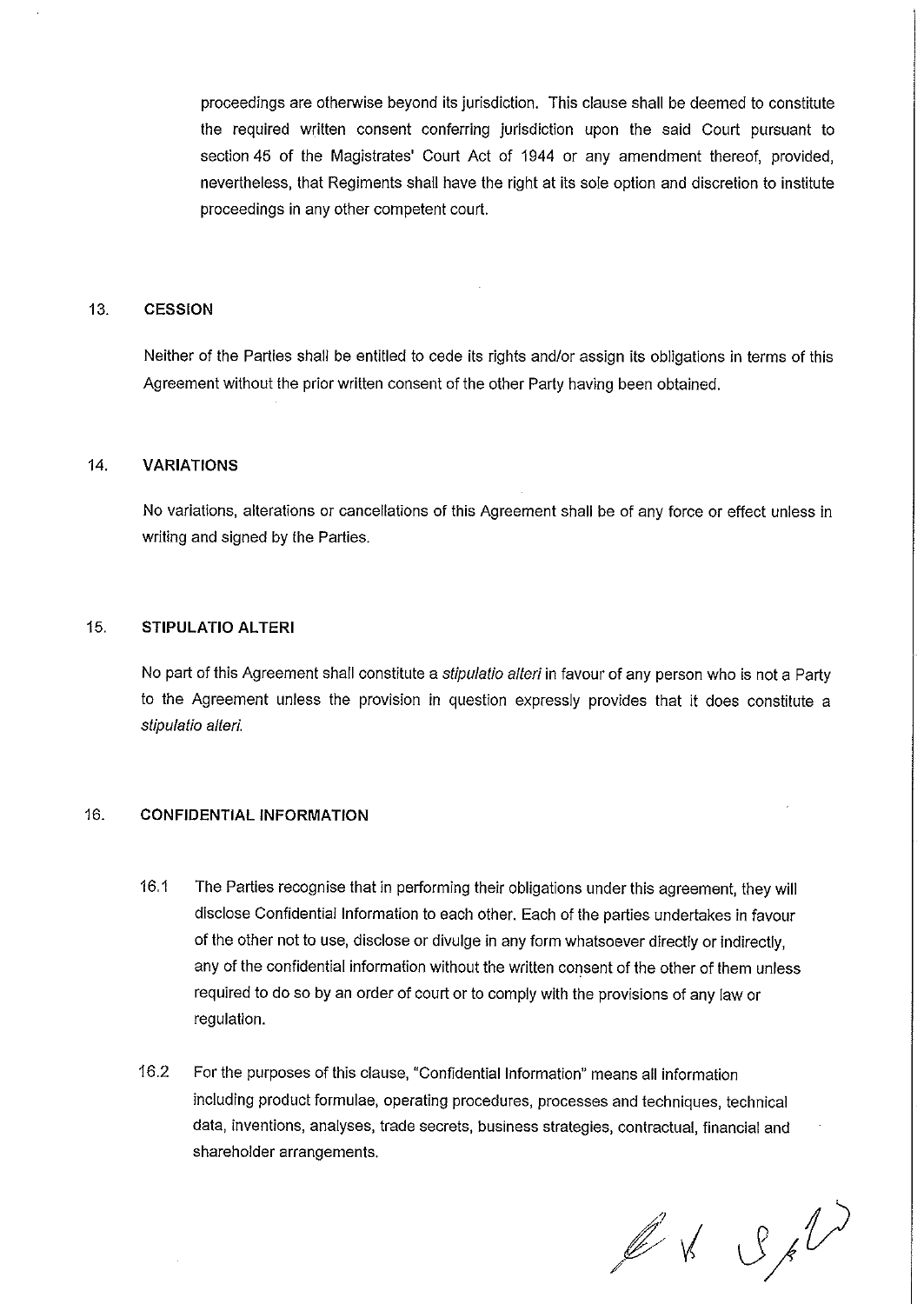proceedings are otherwise beyond its jurisdiction. This clause shall be deemed to constitute the required written consent conferring jurisdiction upon the said Court pursuant to section 45 of the Magistrates' Court Act of 1944 or any amendment thereof, provided, nevertheless, that Regiments shall have the right at its sole option and discretion to institute proceedings in any other competent court.

## 13. CESSION

Neither of the Parties shall be entitled to cede its rights and/or assign its obligations in terms of this Agreement without the prior written consent of the other Party having been obtained.

## 14. VARIATIONS

No variations, alterations or cancellations of this Agreement shall be of any force or effect unless in writing and signed by the Parties.

## 15. STIPULATIO ALTERI

No part of this Agreement shall constitute a *stipulatio alteri* in favour of any person who is not a Party to the Agreement unless the provision in question expressly provides that it does constitute a *stipulatio alteri*.

## 16. CONFIDENTIAL INFORMATION

16.1 The Parties recognise that in performing their obligations under this agreement, they will disclose Confidential Information to each other. Each of the parties undertakes in favour of the other not to use, disclose or divulge in any form whatsoever directly or indirectly, any of the confidential information without the written consent of the other of them unless required to do so by an order of court or to comply with the provisions of any law or regulation.

16.2 For the purposes of this clause, "Confidential Information" means all information including product formulae, operating procedures, processes and techniques, technical data, inventions, analyses, trade secrets, business strategies, contractual, financial and shareholder arrangements.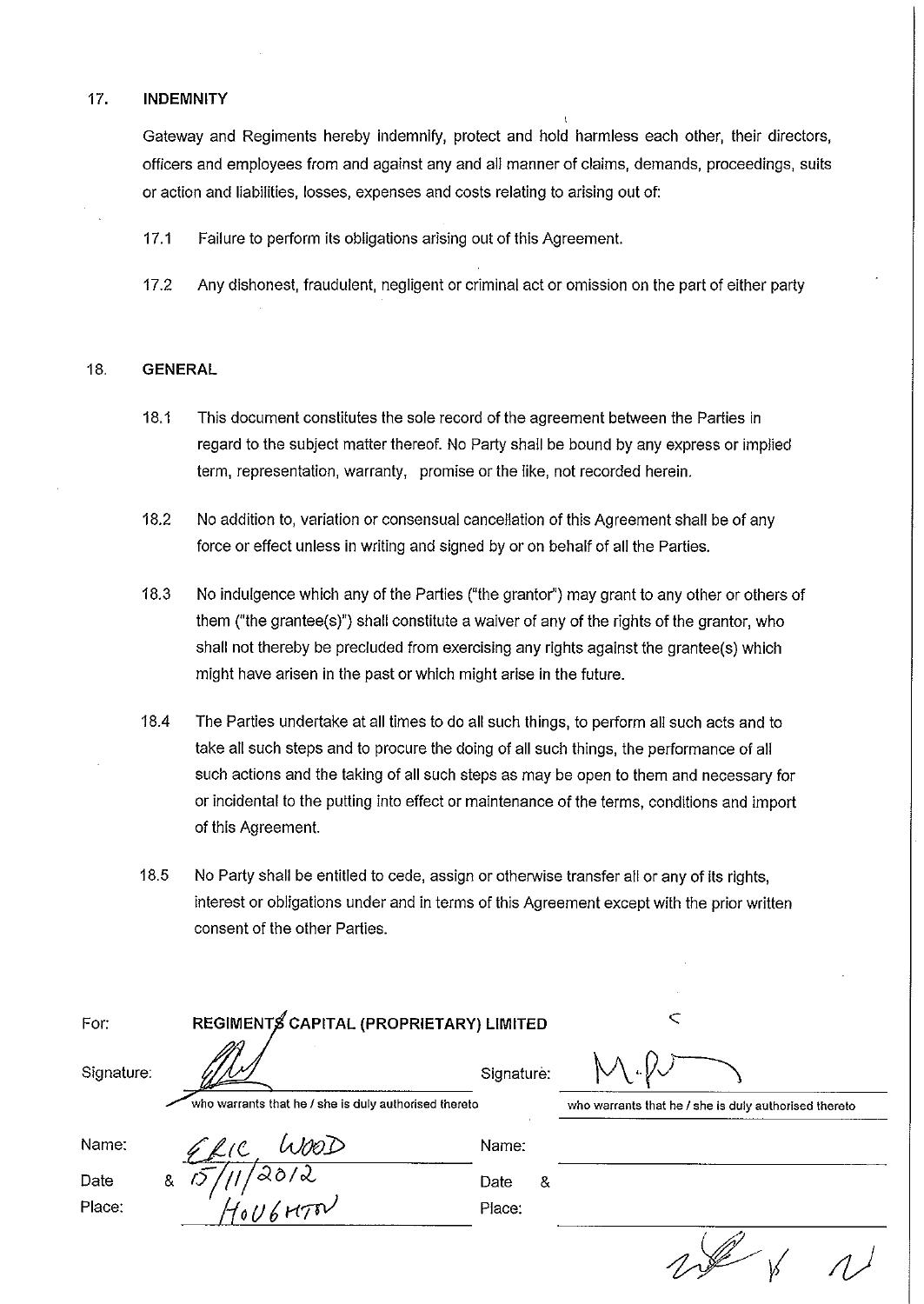## 17. INDEMNITY

Gateway and Regiments hereby indemnify, protect and hold harmless each other, their directors, officers and employees from and against any and all manner of claims, demands, proceedings, suits or action and liabilities, losses, expenses and costs relating to arising out of:

17.1 Failure to perform its obligations arising out of this Agreement.

17.2 Any dishonest, fraudulent, negligent or criminal act or omission on the part of either party

## 18. GENERAL

18.1 This document constitutes the sole record of the agreement between the Parties in regard to the subject matter thereof. No Party shall be bound by any express or implied term, representation, warranty, promise or the like, not recorded herein.

18.2 No addition to, variation or consensual cancellation of this Agreement shall be of any force or effect unless in writing and signed by or on behalf of all the Parties.

18.3 No indulgence which any of the Parties ("the grantor") may grant to any other or others of them ("the grantee(s)") shall constitute a waiver of any of the rights of the grantor, who shall not thereby be precluded from exercising any rights against the grantee(s) which might have arisen in the past or which might arise in the future.

18.4 The Parties undertake at all times to do all such things, to perform all such acts and to take all such steps and to procure the doing of all such things, the performance of all such actions and the taking of all such steps as may be open to them and necessary for or incidental to the putting into effect or maintenance of the terms, conditions and import of this Agreement.

18.5 No Party shall be entitled to cede, assign or otherwise transfer all or any of its rights, interest or obligations under and in terms of this Agreement except with the prior written consent of the other Parties.

For: **REGIMENTS CAPITAL (PROPRIETARY) LIMITED**

Signature: [signature] who warrants that he / she is duly authorised thereto

Signature: M.P [signature] who warrants that he / she is duly authorised thereto

Name: ERIC WOOD

Date & Place: 15/11/2012 HOUGHTON

Name:

Date & Place: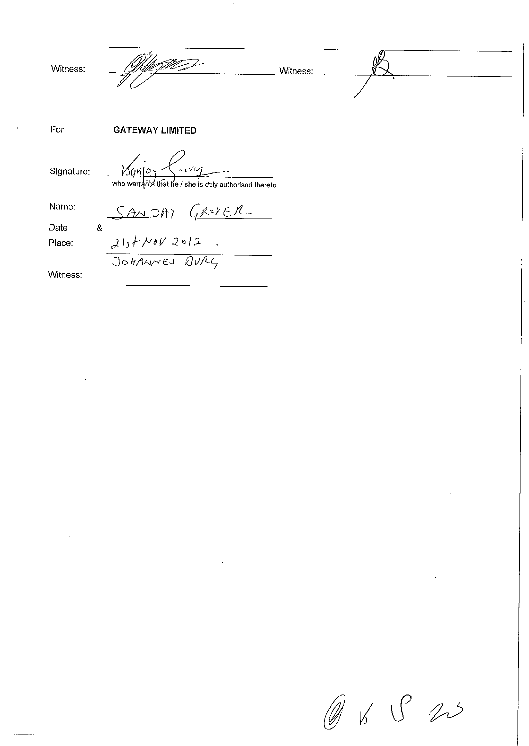Witness: ______________________ Witness: ______________________

For **GATEWAY LIMITED**

Signature: ______________________
who warrants that he / she is duly authorised thereto

Name: SANJAY GROVER

Date & Place: 21st NOV 2012, JOHANNESBURG

Witness: ______________________